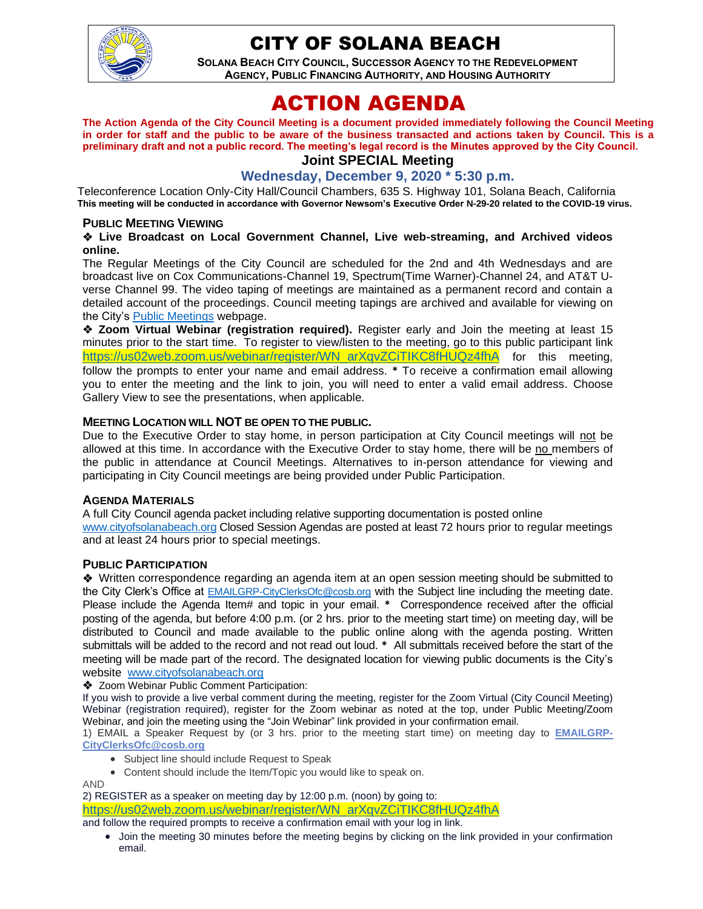# CITY OF SOLANA BEACH

**SOLANA BEACH CITY COUNCIL, SUCCESSOR AGENCY TO THE REDEVELOPMENT AGENCY, PUBLIC FINANCING AUTHORITY, AND HOUSING AUTHORITY**

# ACTION AGENDA

**The Action Agenda of the City Council Meeting is a document provided immediately following the Council Meeting in order for staff and the public to be aware of the business transacted and actions taken by Council. This is a preliminary draft and not a public record. The meeting's legal record is the Minutes approved by the City Council.**

## Joint SPECIAL Meeting

### Wednesday, December 9, 2020 * 5:30 p.m.

Teleconference Location Only-City Hall/Council Chambers, 635 S. Highway 101, Solana Beach, California
**This meeting will be conducted in accordance with Governor Newsom's Executive Order N-29-20 related to the COVID-19 virus.**

#### PUBLIC MEETING VIEWING

❖ **Live Broadcast on Local Government Channel, Live web-streaming, and Archived videos online.**

The Regular Meetings of the City Council are scheduled for the 2nd and 4th Wednesdays and are broadcast live on Cox Communications-Channel 19, Spectrum(Time Warner)-Channel 24, and AT&T U-verse Channel 99. The video taping of meetings are maintained as a permanent record and contain a detailed account of the proceedings. Council meeting tapings are archived and available for viewing on the City's Public Meetings webpage.

❖ **Zoom Virtual Webinar (registration required).** Register early and Join the meeting at least 15 minutes prior to the start time. To register to view/listen to the meeting, go to this public participant link https://us02web.zoom.us/webinar/register/WN_arXqvZCiTIKC8fHUQz4fhA for this meeting, follow the prompts to enter your name and email address. * To receive a confirmation email allowing you to enter the meeting and the link to join, you will need to enter a valid email address. Choose Gallery View to see the presentations, when applicable.

#### MEETING LOCATION WILL NOT BE OPEN TO THE PUBLIC.

Due to the Executive Order to stay home, in person participation at City Council meetings will not be allowed at this time. In accordance with the Executive Order to stay home, there will be no members of the public in attendance at Council Meetings. Alternatives to in-person attendance for viewing and participating in City Council meetings are being provided under Public Participation.

#### AGENDA MATERIALS

A full City Council agenda packet including relative supporting documentation is posted online www.cityofsolanabeach.org Closed Session Agendas are posted at least 72 hours prior to regular meetings and at least 24 hours prior to special meetings.

#### PUBLIC PARTICIPATION

❖ Written correspondence regarding an agenda item at an open session meeting should be submitted to the City Clerk's Office at EMAILGRP-CityClerksOfc@cosb.org with the Subject line including the meeting date. Please include the Agenda Item# and topic in your email. * Correspondence received after the official posting of the agenda, but before 4:00 p.m. (or 2 hrs. prior to the meeting start time) on meeting day, will be distributed to Council and made available to the public online along with the agenda posting. Written submittals will be added to the record and not read out loud. * All submittals received before the start of the meeting will be made part of the record. The designated location for viewing public documents is the City's website www.cityofsolanabeach.org

❖ Zoom Webinar Public Comment Participation:

If you wish to provide a live verbal comment during the meeting, register for the Zoom Virtual (City Council Meeting) Webinar (registration required), register for the Zoom webinar as noted at the top, under Public Meeting/Zoom Webinar, and join the meeting using the "Join Webinar" link provided in your confirmation email.

1) EMAIL a Speaker Request by (or 3 hrs. prior to the meeting start time) on meeting day to **EMAILGRP-CityClerksOfc@cosb.org**

- Subject line should include Request to Speak
- Content should include the Item/Topic you would like to speak on.

AND

2) REGISTER as a speaker on meeting day by 12:00 p.m. (noon) by going to: https://us02web.zoom.us/webinar/register/WN_arXqvZCiTIKC8fHUQz4fhA and follow the required prompts to receive a confirmation email with your log in link.

- Join the meeting 30 minutes before the meeting begins by clicking on the link provided in your confirmation email.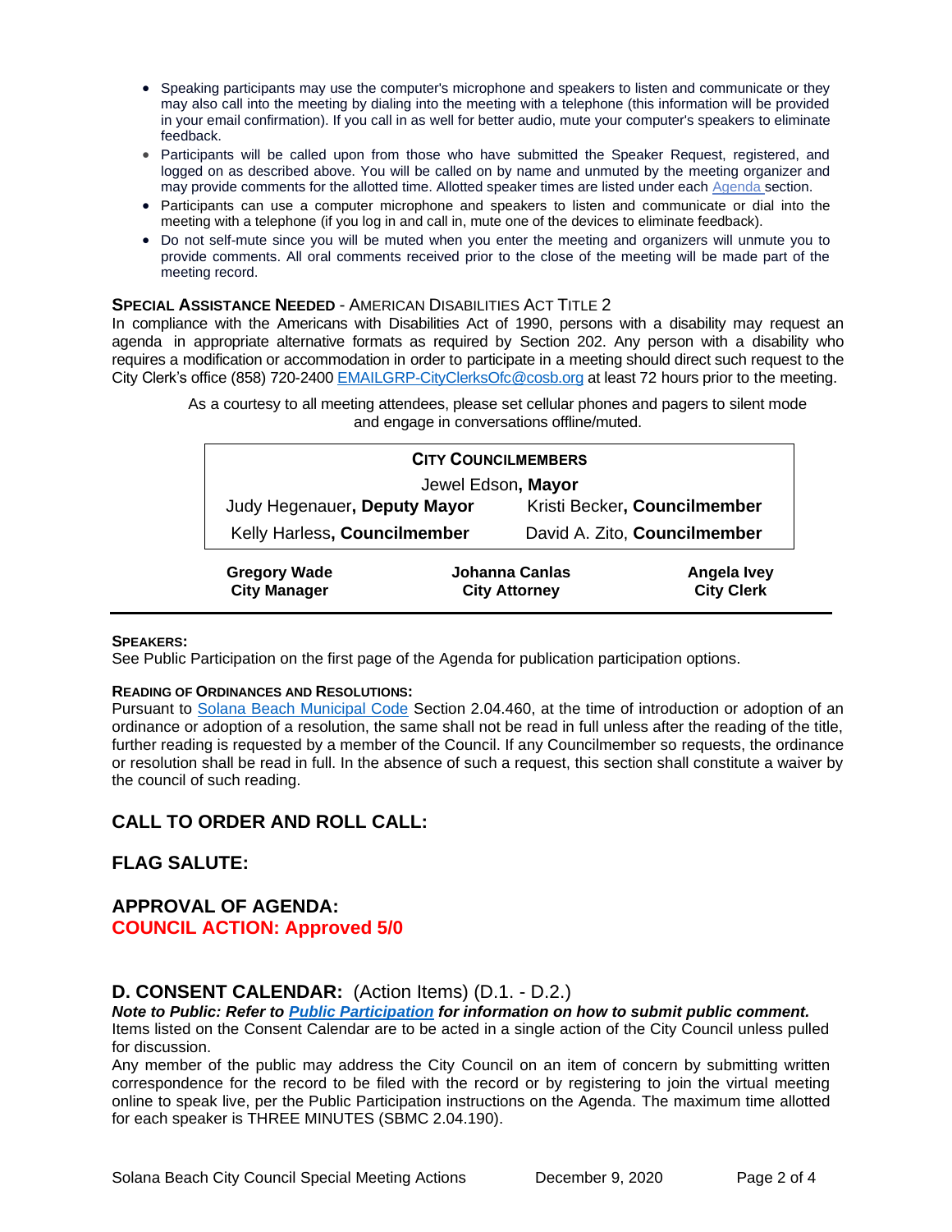- Speaking participants may use the computer's microphone and speakers to listen and communicate or they may also call into the meeting by dialing into the meeting with a telephone (this information will be provided in your email confirmation). If you call in as well for better audio, mute your computer's speakers to eliminate feedback.
- Participants will be called upon from those who have submitted the Speaker Request, registered, and logged on as described above. You will be called on by name and unmuted by the meeting organizer and may provide comments for the allotted time. Allotted speaker times are listed under each Agenda section.
- Participants can use a computer microphone and speakers to listen and communicate or dial into the meeting with a telephone (if you log in and call in, mute one of the devices to eliminate feedback).
- Do not self-mute since you will be muted when you enter the meeting and organizers will unmute you to provide comments. All oral comments received prior to the close of the meeting will be made part of the meeting record.

**SPECIAL ASSISTANCE NEEDED** - AMERICAN DISABILITIES ACT TITLE 2

In compliance with the Americans with Disabilities Act of 1990, persons with a disability may request an agenda in appropriate alternative formats as required by Section 202. Any person with a disability who requires a modification or accommodation in order to participate in a meeting should direct such request to the City Clerk's office (858) 720-2400 EMAILGRP-CityClerksOfc@cosb.org at least 72 hours prior to the meeting.

As a courtesy to all meeting attendees, please set cellular phones and pagers to silent mode and engage in conversations offline/muted.

| **CITY COUNCILMEMBERS** | |
|---|---|
| Jewel Edson, **Mayor** | |
| Judy Hegenauer, **Deputy Mayor** | Kristi Becker, **Councilmember** |
| Kelly Harless, **Councilmember** | David A. Zito, **Councilmember** |

| **Gregory Wade** | **Johanna Canlas** | **Angela Ivey** |
|---|---|---|
| **City Manager** | **City Attorney** | **City Clerk** |

**SPEAKERS:**

See Public Participation on the first page of the Agenda for publication participation options.

**READING OF ORDINANCES AND RESOLUTIONS:**

Pursuant to Solana Beach Municipal Code Section 2.04.460, at the time of introduction or adoption of an ordinance or adoption of a resolution, the same shall not be read in full unless after the reading of the title, further reading is requested by a member of the Council. If any Councilmember so requests, the ordinance or resolution shall be read in full. In the absence of such a request, this section shall constitute a waiver by the council of such reading.

## CALL TO ORDER AND ROLL CALL:

## FLAG SALUTE:

## APPROVAL OF AGENDA:

**COUNCIL ACTION: Approved 5/0**

## D. CONSENT CALENDAR: (Action Items) (D.1. - D.2.)

***Note to Public: Refer to Public Participation for information on how to submit public comment.***

Items listed on the Consent Calendar are to be acted in a single action of the City Council unless pulled for discussion.

Any member of the public may address the City Council on an item of concern by submitting written correspondence for the record to be filed with the record or by registering to join the virtual meeting online to speak live, per the Public Participation instructions on the Agenda. The maximum time allotted for each speaker is THREE MINUTES (SBMC 2.04.190).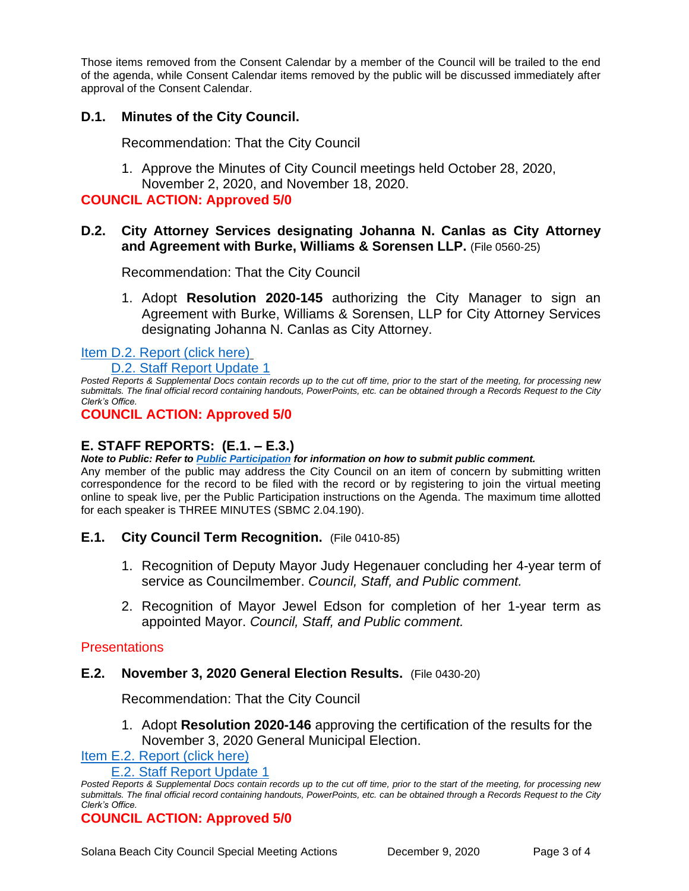Those items removed from the Consent Calendar by a member of the Council will be trailed to the end of the agenda, while Consent Calendar items removed by the public will be discussed immediately after approval of the Consent Calendar.

### D.1. Minutes of the City Council.

Recommendation: That the City Council

1. Approve the Minutes of City Council meetings held October 28, 2020, November 2, 2020, and November 18, 2020.

**COUNCIL ACTION: Approved 5/0**

### D.2. City Attorney Services designating Johanna N. Canlas as City Attorney and Agreement with Burke, Williams & Sorensen LLP. (File 0560-25)

Recommendation: That the City Council

1. Adopt **Resolution 2020-145** authorizing the City Manager to sign an Agreement with Burke, Williams & Sorensen, LLP for City Attorney Services designating Johanna N. Canlas as City Attorney.

Item D.2. Report (click here)

D.2. Staff Report Update 1

*Posted Reports & Supplemental Docs contain records up to the cut off time, prior to the start of the meeting, for processing new submittals. The final official record containing handouts, PowerPoints, etc. can be obtained through a Records Request to the City Clerk's Office.*

**COUNCIL ACTION: Approved 5/0**

## E. STAFF REPORTS: (E.1. – E.3.)

***Note to Public: Refer to Public Participation for information on how to submit public comment.***

Any member of the public may address the City Council on an item of concern by submitting written correspondence for the record to be filed with the record or by registering to join the virtual meeting online to speak live, per the Public Participation instructions on the Agenda. The maximum time allotted for each speaker is THREE MINUTES (SBMC 2.04.190).

### E.1. City Council Term Recognition. (File 0410-85)

1. Recognition of Deputy Mayor Judy Hegenauer concluding her 4-year term of service as Councilmember. *Council, Staff, and Public comment.*
2. Recognition of Mayor Jewel Edson for completion of her 1-year term as appointed Mayor. *Council, Staff, and Public comment.*

Presentations

### E.2. November 3, 2020 General Election Results. (File 0430-20)

Recommendation: That the City Council

1. Adopt **Resolution 2020-146** approving the certification of the results for the November 3, 2020 General Municipal Election.

Item E.2. Report (click here)

E.2. Staff Report Update 1

*Posted Reports & Supplemental Docs contain records up to the cut off time, prior to the start of the meeting, for processing new submittals. The final official record containing handouts, PowerPoints, etc. can be obtained through a Records Request to the City Clerk's Office.*

**COUNCIL ACTION: Approved 5/0**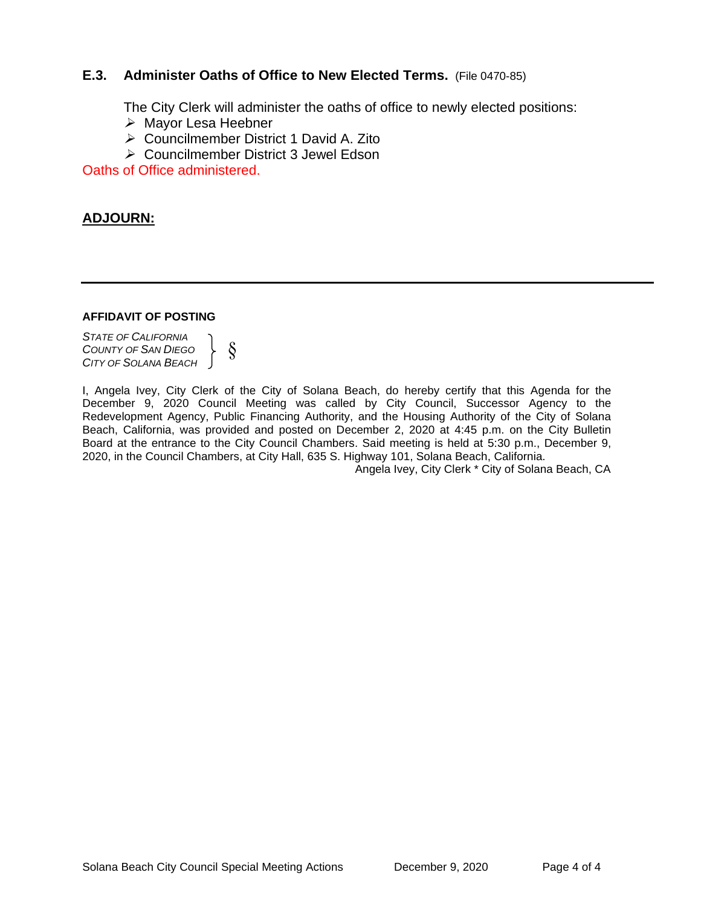### E.3. Administer Oaths of Office to New Elected Terms. (File 0470-85)

The City Clerk will administer the oaths of office to newly elected positions:

- Mayor Lesa Heebner
- Councilmember District 1 David A. Zito
- Councilmember District 3 Jewel Edson

Oaths of Office administered.

**ADJOURN:**

---

**AFFIDAVIT OF POSTING**

*STATE OF CALIFORNIA*
*COUNTY OF SAN DIEGO* } §
*CITY OF SOLANA BEACH*

I, Angela Ivey, City Clerk of the City of Solana Beach, do hereby certify that this Agenda for the December 9, 2020 Council Meeting was called by City Council, Successor Agency to the Redevelopment Agency, Public Financing Authority, and the Housing Authority of the City of Solana Beach, California, was provided and posted on December 2, 2020 at 4:45 p.m. on the City Bulletin Board at the entrance to the City Council Chambers. Said meeting is held at 5:30 p.m., December 9, 2020, in the Council Chambers, at City Hall, 635 S. Highway 101, Solana Beach, California.

Angela Ivey, City Clerk * City of Solana Beach, CA